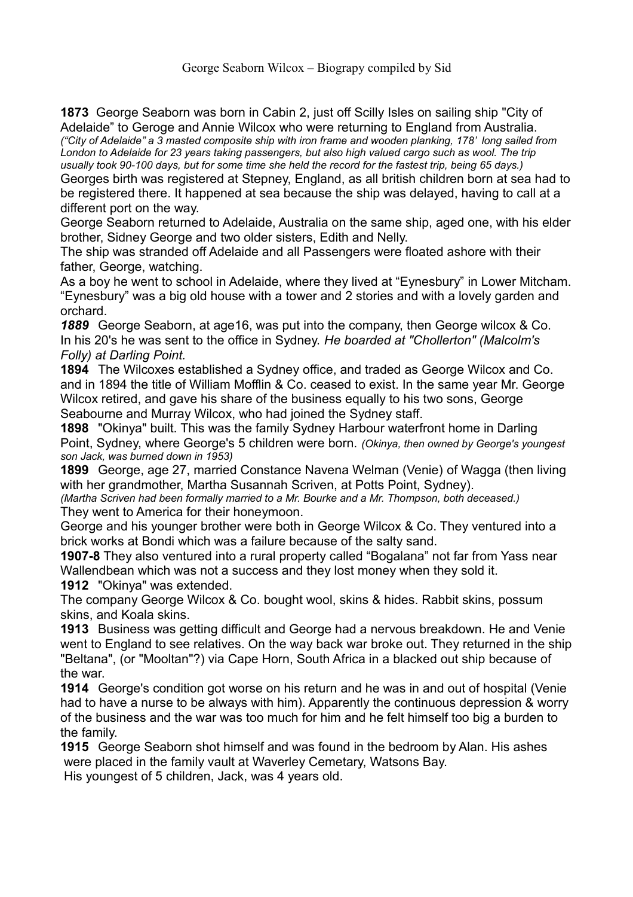# George Seaborn Wilcox – Biograpy compiled by Sid

**1873** George Seaborn was born in Cabin 2, just off Scilly Isles on sailing ship "City of Adelaide" to Geroge and Annie Wilcox who were returning to England from Australia.
*("City of Adelaide" a 3 masted composite ship with iron frame and wooden planking, 178' long sailed from London to Adelaide for 23 years taking passengers, but also high valued cargo such as wool. The trip usually took 90-100 days, but for some time she held the record for the fastest trip, being 65 days.)*
Georges birth was registered at Stepney, England, as all british children born at sea had to be registered there. It happened at sea because the ship was delayed, having to call at a different port on the way.
George Seaborn returned to Adelaide, Australia on the same ship, aged one, with his elder brother, Sidney George and two older sisters, Edith and Nelly.
The ship was stranded off Adelaide and all Passengers were floated ashore with their father, George, watching.
As a boy he went to school in Adelaide, where they lived at "Eynesbury" in Lower Mitcham. "Eynesbury" was a big old house with a tower and 2 stories and with a lovely garden and orchard.

***1889*** George Seaborn, at age16, was put into the company, then George wilcox & Co.
In his 20's he was sent to the office in Sydney. *He boarded at "Chollerton" (Malcolm's Folly) at Darling Point.*

**1894** The Wilcoxes established a Sydney office, and traded as George Wilcox and Co. and in 1894 the title of William Mofflin & Co. ceased to exist. In the same year Mr. George Wilcox retired, and gave his share of the business equally to his two sons, George Seabourne and Murray Wilcox, who had joined the Sydney staff.

**1898** "Okinya" built. This was the family Sydney Harbour waterfront home in Darling Point, Sydney, where George's 5 children were born. *(Okinya, then owned by George's youngest son Jack, was burned down in 1953)*

**1899** George, age 27, married Constance Navena Welman (Venie) of Wagga (then living with her grandmother, Martha Susannah Scriven, at Potts Point, Sydney).
*(Martha Scriven had been formally married to a Mr. Bourke and a Mr. Thompson, both deceased.)*
They went to America for their honeymoon.
George and his younger brother were both in George Wilcox & Co. They ventured into a brick works at Bondi which was a failure because of the salty sand.

**1907-8** They also ventured into a rural property called "Bogalana" not far from Yass near Wallendbean which was not a success and they lost money when they sold it.

**1912** "Okinya" was extended.
The company George Wilcox & Co. bought wool, skins & hides. Rabbit skins, possum skins, and Koala skins.

**1913** Business was getting difficult and George had a nervous breakdown. He and Venie went to England to see relatives. On the way back war broke out. They returned in the ship "Beltana", (or "Mooltan"?) via Cape Horn, South Africa in a blacked out ship because of the war.

**1914** George's condition got worse on his return and he was in and out of hospital (Venie had to have a nurse to be always with him). Apparently the continuous depression & worry of the business and the war was too much for him and he felt himself too big a burden to the family.

**1915** George Seaborn shot himself and was found in the bedroom by Alan. His ashes were placed in the family vault at Waverley Cemetary, Watsons Bay.
His youngest of 5 children, Jack, was 4 years old.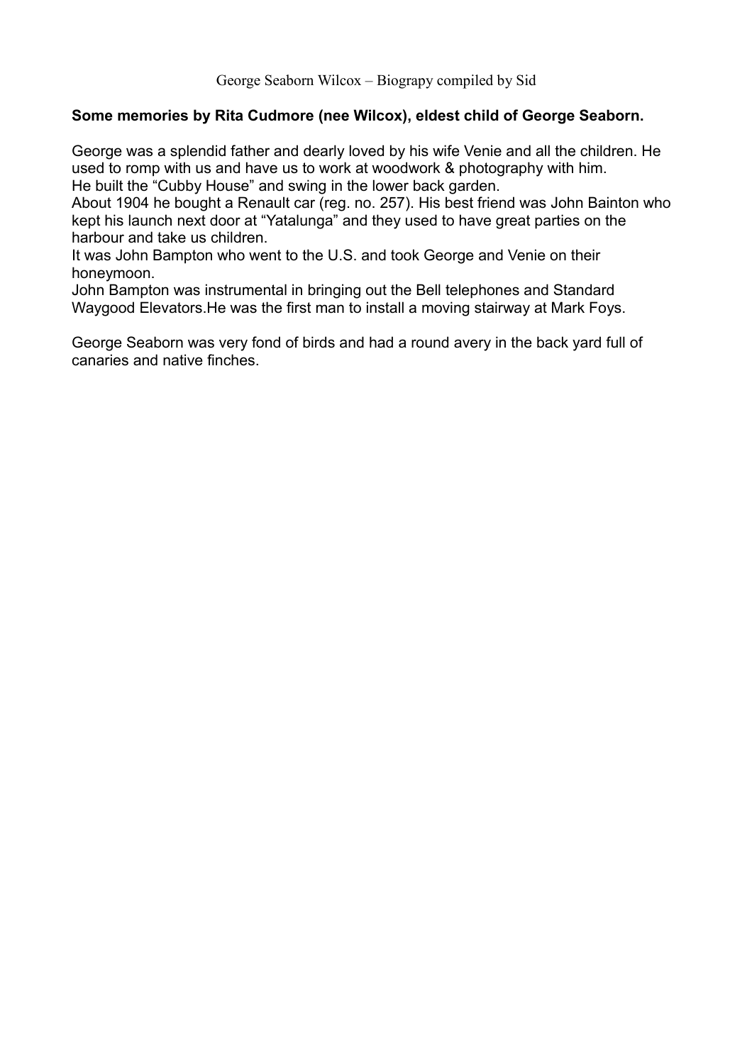George Seaborn Wilcox – Biograpy compiled by Sid

**Some memories by Rita Cudmore (nee Wilcox), eldest child of George Seaborn.**

George was a splendid father and dearly loved by his wife Venie and all the children. He used to romp with us and have us to work at woodwork & photography with him.
He built the "Cubby House" and swing in the lower back garden.
About 1904 he bought a Renault car (reg. no. 257). His best friend was John Bainton who kept his launch next door at "Yatalunga" and they used to have great parties on the harbour and take us children.
It was John Bampton who went to the U.S. and took George and Venie on their honeymoon.
John Bampton was instrumental in bringing out the Bell telephones and Standard Waygood Elevators.He was the first man to install a moving stairway at Mark Foys.

George Seaborn was very fond of birds and had a round avery in the back yard full of canaries and native finches.